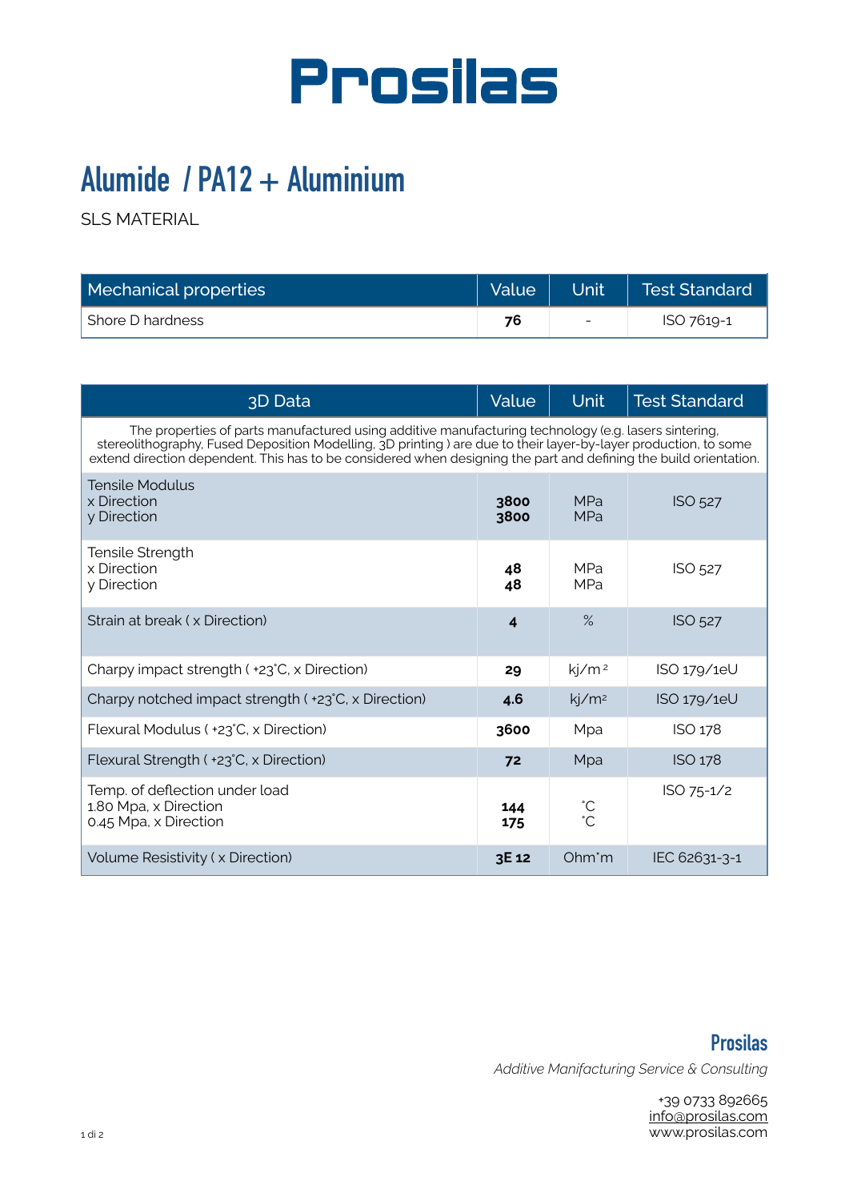# Prosilas

## Alumide / PA12 + Aluminium

SLS MATERIAL

| Mechanical properties | Value | Unit | Test Standard |
|---|---|---|---|
| Shore D hardness | **76** | - | ISO 7619-1 |

| 3D Data | Value | Unit | Test Standard |
|---|---|---|---|
| The properties of parts manufactured using additive manufacturing technology (e.g. lasers sintering, stereolithography, Fused Deposition Modelling, 3D printing ) are due to their layer-by-layer production, to some extend direction dependent. This has to be considered when designing the part and defining the build orientation. | | | |
| Tensile Modulus<br>x Direction<br>y Direction | <br>**3800**<br>**3800** | <br>MPa<br>MPa | ISO 527 |
| Tensile Strength<br>x Direction<br>y Direction | <br>**48**<br>**48** | <br>MPa<br>MPa | ISO 527 |
| Strain at break ( x Direction) | **4** | % | ISO 527 |
| Charpy impact strength ( +23°C, x Direction) | **29** | kj/m² | ISO 179/1eU |
| Charpy notched impact strength ( +23°C, x Direction) | **4.6** | kj/m² | ISO 179/1eU |
| Flexural Modulus ( +23°C, x Direction) | **3600** | Mpa | ISO 178 |
| Flexural Strength ( +23°C, x Direction) | **72** | Mpa | ISO 178 |
| Temp. of deflection under load<br>1.80 Mpa, x Direction<br>0.45 Mpa, x Direction | <br>**144**<br>**175** | <br>°C<br>°C | ISO 75-1/2 |
| Volume Resistivity ( x Direction) | **3E 12** | Ohm*m | IEC 62631-3-1 |

**Prosilas**

*Additive Manifacturing Service & Consulting*

+39 0733 892665
info@prosilas.com
www.prosilas.com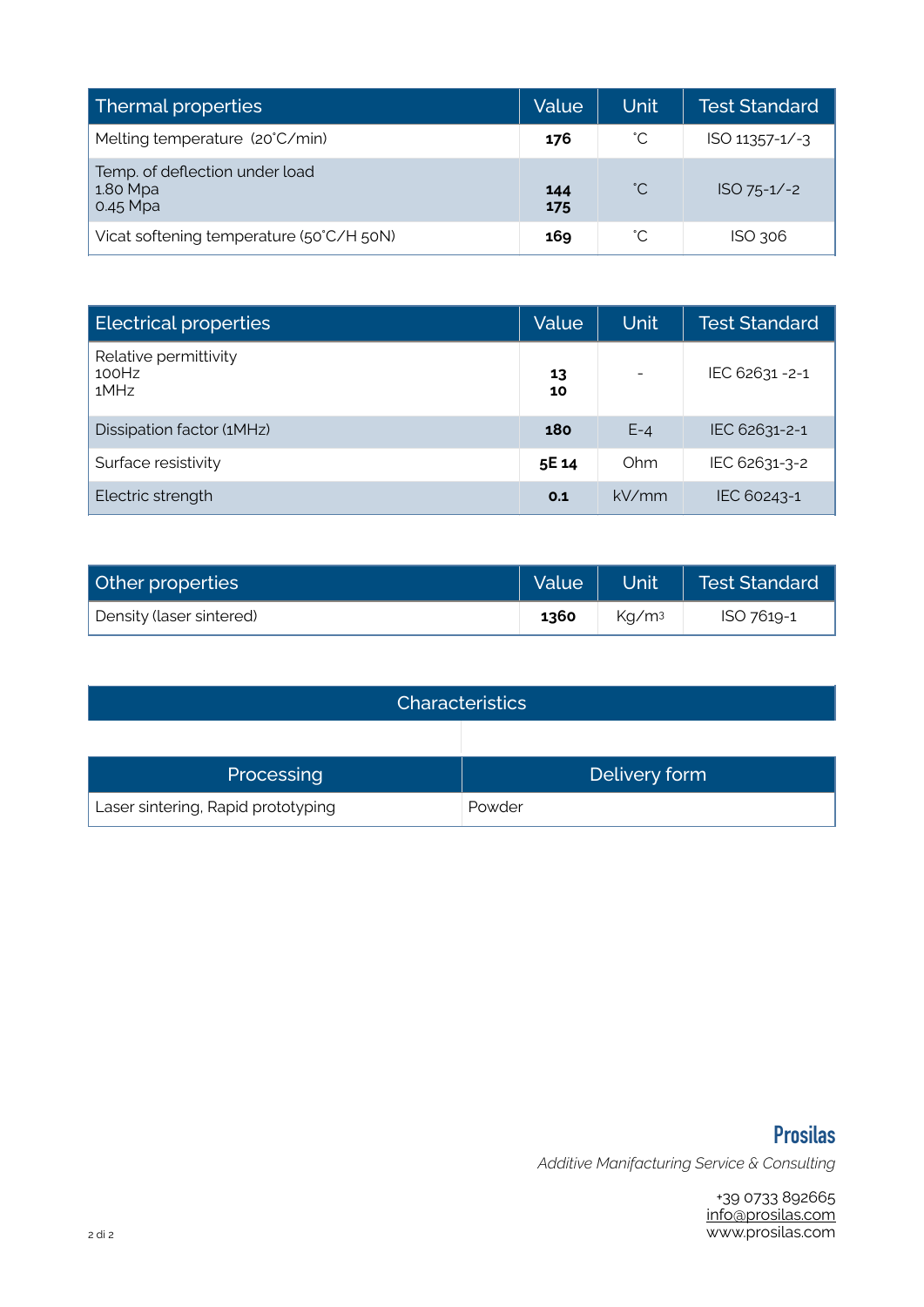| Thermal properties | Value | Unit | Test Standard |
|---|---|---|---|
| Melting temperature (20°C/min) | **176** | °C | ISO 11357-1/-3 |
| Temp. of deflection under load<br>1.80 Mpa<br>0.45 Mpa | <br>**144**<br>**175** | °C | ISO 75-1/-2 |
| Vicat softening temperature (50°C/H 50N) | **169** | °C | ISO 306 |

| Electrical properties | Value | Unit | Test Standard |
|---|---|---|---|
| Relative permittivity<br>100Hz<br>1MHz | <br>**13**<br>**10** | - | IEC 62631 -2-1 |
| Dissipation factor (1MHz) | **180** | E-4 | IEC 62631-2-1 |
| Surface resistivity | **5E 14** | Ohm | IEC 62631-3-2 |
| Electric strength | **0.1** | kV/mm | IEC 60243-1 |

| Other properties | Value | Unit | Test Standard |
|---|---|---|---|
| Density (laser sintered) | **1360** | $Kg/m^3$ | ISO 7619-1 |

## Characteristics

| Processing | Delivery form |
|---|---|
| Laser sintering, Rapid prototyping | Powder |

**Prosilas**

*Additive Manifacturing Service & Consulting*

+39 0733 892665
info@prosilas.com
www.prosilas.com